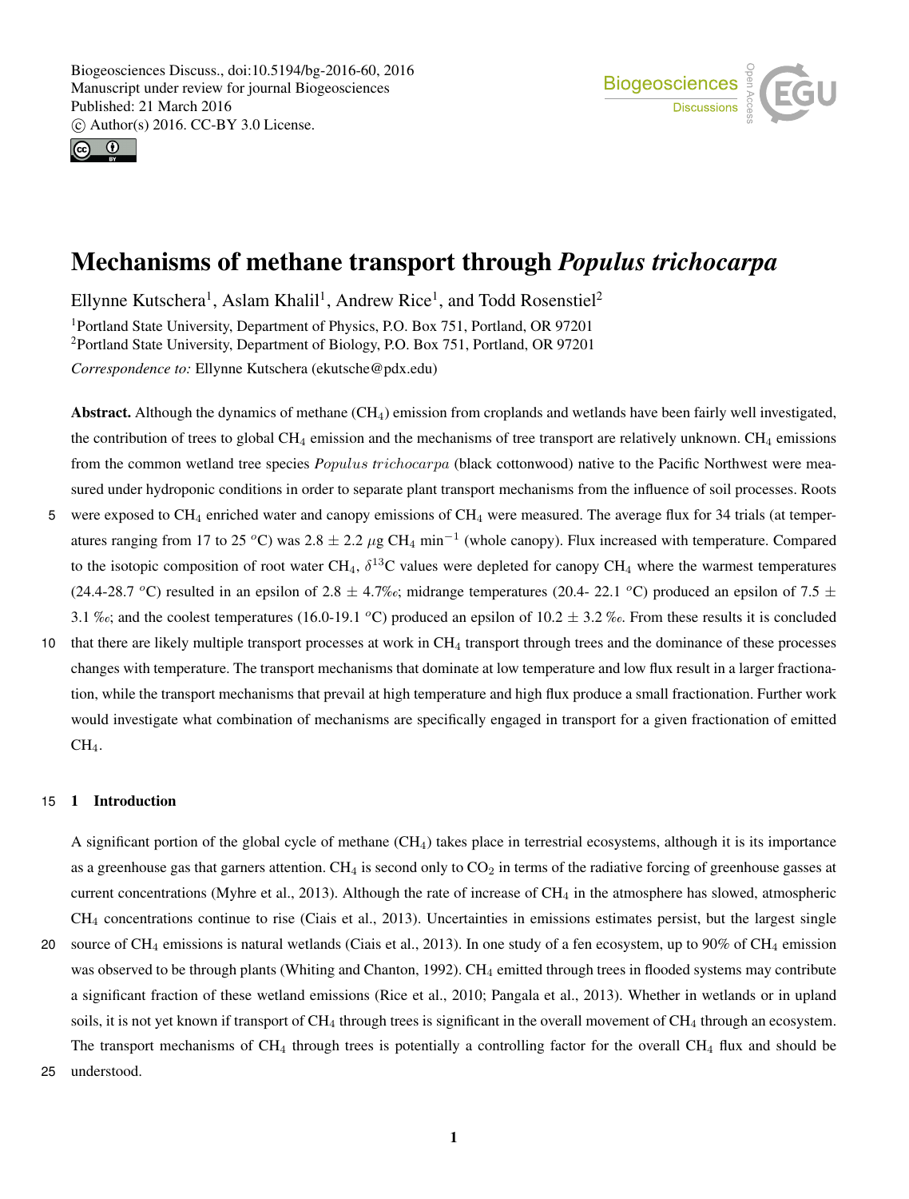# Mechanisms of methane transport through *Populus trichocarpa*

Ellynne Kutschera[1], Aslam Khalil[1], Andrew Rice[1], and Todd Rosenstiel[2]

[1]Portland State University, Department of Physics, P.O. Box 751, Portland, OR 97201

[2]Portland State University, Department of Biology, P.O. Box 751, Portland, OR 97201

*Correspondence to:* Ellynne Kutschera (ekutsche@pdx.edu)

**Abstract.** Although the dynamics of methane ($CH_4$) emission from croplands and wetlands have been fairly well investigated, the contribution of trees to global $CH_4$ emission and the mechanisms of tree transport are relatively unknown. $CH_4$ emissions from the common wetland tree species *Populus trichocarpa* (black cottonwood) native to the Pacific Northwest were measured under hydroponic conditions in order to separate plant transport mechanisms from the influence of soil processes. Roots were exposed to $CH_4$ enriched water and canopy emissions of $CH_4$ were measured. The average flux for 34 trials (at temperatures ranging from 17 to 25 $^o$C) was 2.8 ± 2.2 $\mu$g $CH_4$ min$^{-1}$ (whole canopy). Flux increased with temperature. Compared to the isotopic composition of root water $CH_4$, $\delta^{13}$C values were depleted for canopy $CH_4$ where the warmest temperatures (24.4-28.7 $^o$C) resulted in an epsilon of 2.8 ± 4.7‰; midrange temperatures (20.4- 22.1 $^o$C) produced an epsilon of 7.5 ± 3.1 ‰; and the coolest temperatures (16.0-19.1 $^o$C) produced an epsilon of 10.2 ± 3.2 ‰. From these results it is concluded that there are likely multiple transport processes at work in $CH_4$ transport through trees and the dominance of these processes changes with temperature. The transport mechanisms that dominate at low temperature and low flux result in a larger fractionation, while the transport mechanisms that prevail at high temperature and high flux produce a small fractionation. Further work would investigate what combination of mechanisms are specifically engaged in transport for a given fractionation of emitted $CH_4$.

## 1 Introduction

A significant portion of the global cycle of methane ($CH_4$) takes place in terrestrial ecosystems, although it is its importance as a greenhouse gas that garners attention. $CH_4$ is second only to $CO_2$ in terms of the radiative forcing of greenhouse gasses at current concentrations (Myhre et al., 2013). Although the rate of increase of $CH_4$ in the atmosphere has slowed, atmospheric $CH_4$ concentrations continue to rise (Ciais et al., 2013). Uncertainties in emissions estimates persist, but the largest single source of $CH_4$ emissions is natural wetlands (Ciais et al., 2013). In one study of a fen ecosystem, up to 90% of $CH_4$ emission was observed to be through plants (Whiting and Chanton, 1992). $CH_4$ emitted through trees in flooded systems may contribute a significant fraction of these wetland emissions (Rice et al., 2010; Pangala et al., 2013). Whether in wetlands or in upland soils, it is not yet known if transport of $CH_4$ through trees is significant in the overall movement of $CH_4$ through an ecosystem. The transport mechanisms of $CH_4$ through trees is potentially a controlling factor for the overall $CH_4$ flux and should be understood.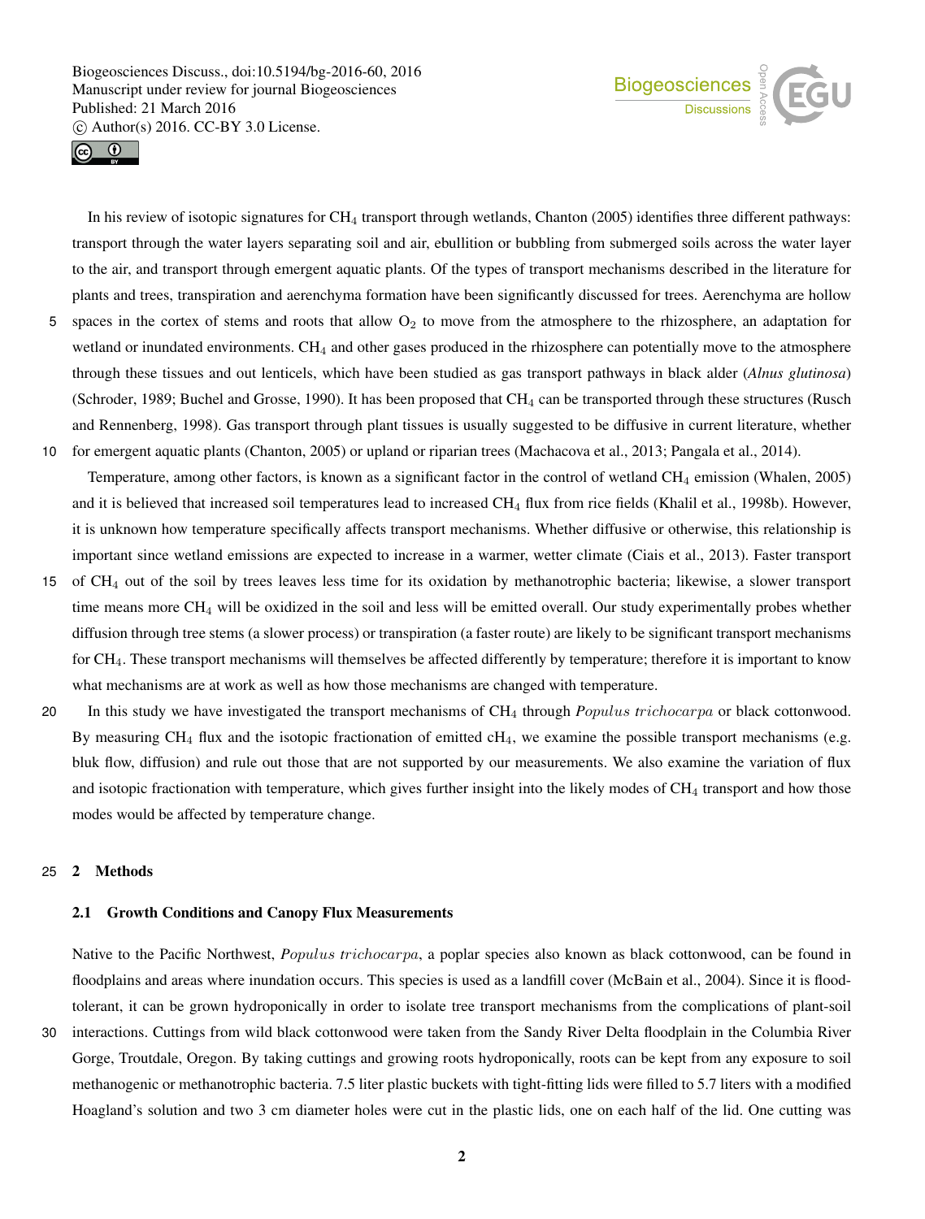In his review of isotopic signatures for $CH_4$ transport through wetlands, Chanton (2005) identifies three different pathways: transport through the water layers separating soil and air, ebullition or bubbling from submerged soils across the water layer to the air, and transport through emergent aquatic plants. Of the types of transport mechanisms described in the literature for plants and trees, transpiration and aerenchyma formation have been significantly discussed for trees. Aerenchyma are hollow spaces in the cortex of stems and roots that allow $O_2$ to move from the atmosphere to the rhizosphere, an adaptation for wetland or inundated environments. $CH_4$ and other gases produced in the rhizosphere can potentially move to the atmosphere through these tissues and out lenticels, which have been studied as gas transport pathways in black alder (*Alnus glutinosa*) (Schroder, 1989; Buchel and Grosse, 1990). It has been proposed that $CH_4$ can be transported through these structures (Rusch and Rennenberg, 1998). Gas transport through plant tissues is usually suggested to be diffusive in current literature, whether for emergent aquatic plants (Chanton, 2005) or upland or riparian trees (Machacova et al., 2013; Pangala et al., 2014).

Temperature, among other factors, is known as a significant factor in the control of wetland $CH_4$ emission (Whalen, 2005) and it is believed that increased soil temperatures lead to increased $CH_4$ flux from rice fields (Khalil et al., 1998b). However, it is unknown how temperature specifically affects transport mechanisms. Whether diffusive or otherwise, this relationship is important since wetland emissions are expected to increase in a warmer, wetter climate (Ciais et al., 2013). Faster transport of $CH_4$ out of the soil by trees leaves less time for its oxidation by methanotrophic bacteria; likewise, a slower transport time means more $CH_4$ will be oxidized in the soil and less will be emitted overall. Our study experimentally probes whether diffusion through tree stems (a slower process) or transpiration (a faster route) are likely to be significant transport mechanisms for $CH_4$. These transport mechanisms will themselves be affected differently by temperature; therefore it is important to know what mechanisms are at work as well as how those mechanisms are changed with temperature.

In this study we have investigated the transport mechanisms of $CH_4$ through *Populus trichocarpa* or black cottonwood. By measuring $CH_4$ flux and the isotopic fractionation of emitted $cH_4$, we examine the possible transport mechanisms (e.g. bluk flow, diffusion) and rule out those that are not supported by our measurements. We also examine the variation of flux and isotopic fractionation with temperature, which gives further insight into the likely modes of $CH_4$ transport and how those modes would be affected by temperature change.

## 2 Methods

### 2.1 Growth Conditions and Canopy Flux Measurements

Native to the Pacific Northwest, *Populus trichocarpa*, a poplar species also known as black cottonwood, can be found in floodplains and areas where inundation occurs. This species is used as a landfill cover (McBain et al., 2004). Since it is flood-tolerant, it can be grown hydroponically in order to isolate tree transport mechanisms from the complications of plant-soil interactions. Cuttings from wild black cottonwood were taken from the Sandy River Delta floodplain in the Columbia River Gorge, Troutdale, Oregon. By taking cuttings and growing roots hydroponically, roots can be kept from any exposure to soil methanogenic or methanotrophic bacteria. 7.5 liter plastic buckets with tight-fitting lids were filled to 5.7 liters with a modified Hoagland's solution and two 3 cm diameter holes were cut in the plastic lids, one on each half of the lid. One cutting was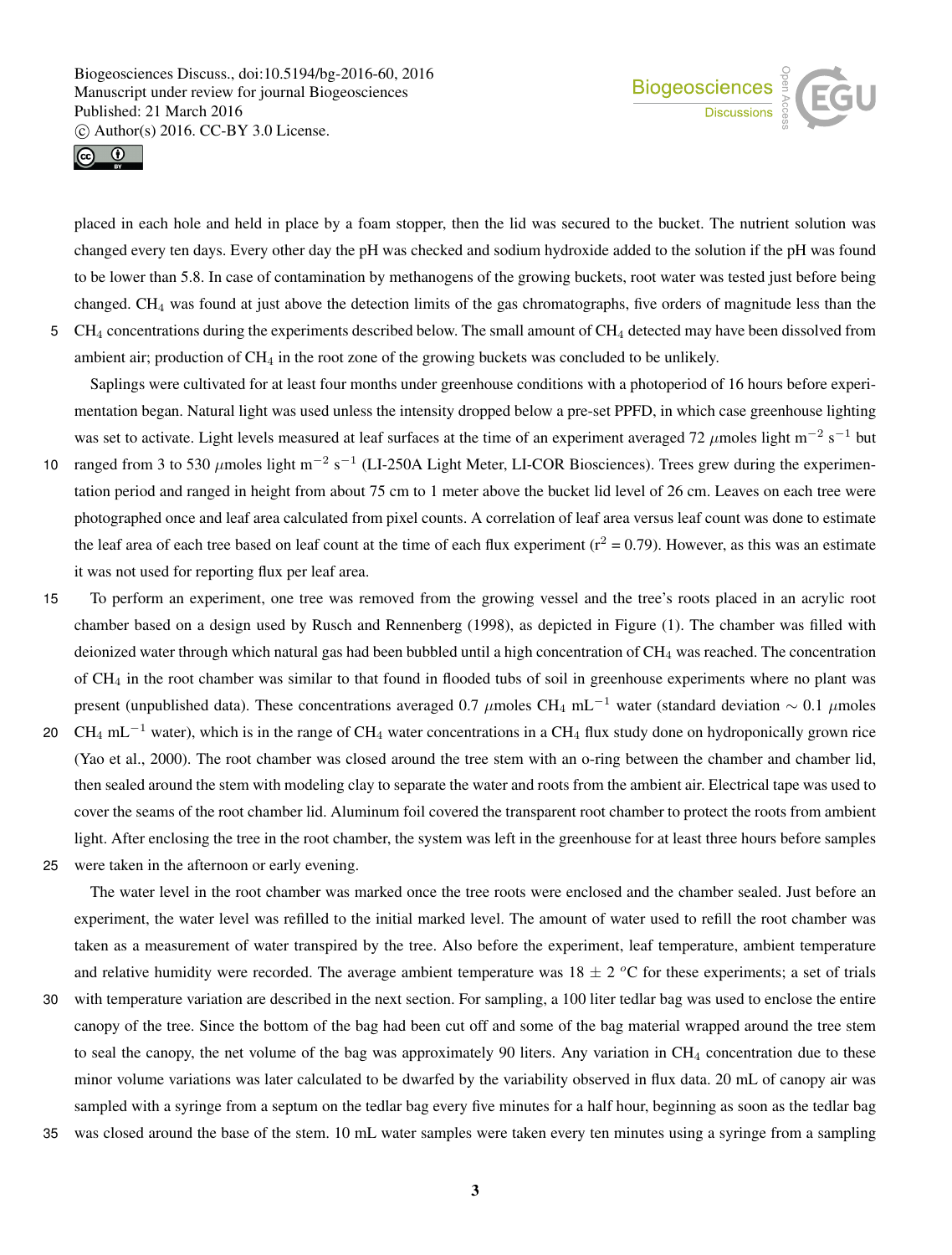placed in each hole and held in place by a foam stopper, then the lid was secured to the bucket. The nutrient solution was changed every ten days. Every other day the pH was checked and sodium hydroxide added to the solution if the pH was found to be lower than 5.8. In case of contamination by methanogens of the growing buckets, root water was tested just before being changed. $CH_4$ was found at just above the detection limits of the gas chromatographs, five orders of magnitude less than the $CH_4$ concentrations during the experiments described below. The small amount of $CH_4$ detected may have been dissolved from ambient air; production of $CH_4$ in the root zone of the growing buckets was concluded to be unlikely.

Saplings were cultivated for at least four months under greenhouse conditions with a photoperiod of 16 hours before experimentation began. Natural light was used unless the intensity dropped below a pre-set PPFD, in which case greenhouse lighting was set to activate. Light levels measured at leaf surfaces at the time of an experiment averaged 72 $\mu$moles light $m^{-2}$ $s^{-1}$ but ranged from 3 to 530 $\mu$moles light $m^{-2}$ $s^{-1}$ (LI-250A Light Meter, LI-COR Biosciences). Trees grew during the experimentation period and ranged in height from about 75 cm to 1 meter above the bucket lid level of 26 cm. Leaves on each tree were photographed once and leaf area calculated from pixel counts. A correlation of leaf area versus leaf count was done to estimate the leaf area of each tree based on leaf count at the time of each flux experiment ($r^2$ = 0.79). However, as this was an estimate it was not used for reporting flux per leaf area.

To perform an experiment, one tree was removed from the growing vessel and the tree's roots placed in an acrylic root chamber based on a design used by Rusch and Rennenberg (1998), as depicted in Figure (1). The chamber was filled with deionized water through which natural gas had been bubbled until a high concentration of $CH_4$ was reached. The concentration of $CH_4$ in the root chamber was similar to that found in flooded tubs of soil in greenhouse experiments where no plant was present (unpublished data). These concentrations averaged 0.7 $\mu$moles $CH_4$ $mL^{-1}$ water (standard deviation $\sim$ 0.1 $\mu$moles $CH_4$ $mL^{-1}$ water), which is in the range of $CH_4$ water concentrations in a $CH_4$ flux study done on hydroponically grown rice (Yao et al., 2000). The root chamber was closed around the tree stem with an o-ring between the chamber and chamber lid, then sealed around the stem with modeling clay to separate the water and roots from the ambient air. Electrical tape was used to cover the seams of the root chamber lid. Aluminum foil covered the transparent root chamber to protect the roots from ambient light. After enclosing the tree in the root chamber, the system was left in the greenhouse for at least three hours before samples were taken in the afternoon or early evening.

The water level in the root chamber was marked once the tree roots were enclosed and the chamber sealed. Just before an experiment, the water level was refilled to the initial marked level. The amount of water used to refill the root chamber was taken as a measurement of water transpired by the tree. Also before the experiment, leaf temperature, ambient temperature and relative humidity were recorded. The average ambient temperature was 18 $\pm$ 2 $^{o}$C for these experiments; a set of trials with temperature variation are described in the next section. For sampling, a 100 liter tedlar bag was used to enclose the entire canopy of the tree. Since the bottom of the bag had been cut off and some of the bag material wrapped around the tree stem to seal the canopy, the net volume of the bag was approximately 90 liters. Any variation in $CH_4$ concentration due to these minor volume variations was later calculated to be dwarfed by the variability observed in flux data. 20 mL of canopy air was sampled with a syringe from a septum on the tedlar bag every five minutes for a half hour, beginning as soon as the tedlar bag was closed around the base of the stem. 10 mL water samples were taken every ten minutes using a syringe from a sampling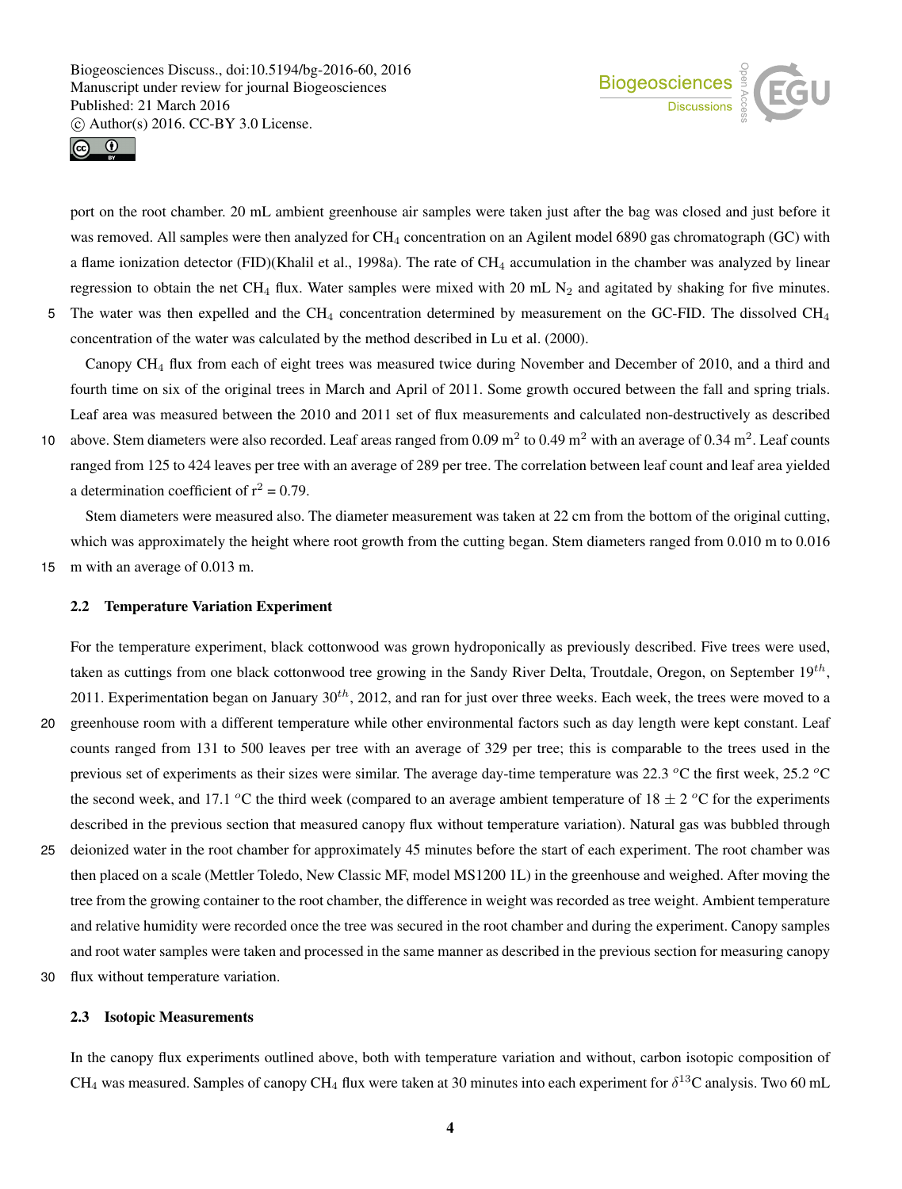port on the root chamber. 20 mL ambient greenhouse air samples were taken just after the bag was closed and just before it was removed. All samples were then analyzed for $CH_4$ concentration on an Agilent model 6890 gas chromatograph (GC) with a flame ionization detector (FID)(Khalil et al., 1998a). The rate of $CH_4$ accumulation in the chamber was analyzed by linear regression to obtain the net $CH_4$ flux. Water samples were mixed with 20 mL $N_2$ and agitated by shaking for five minutes. The water was then expelled and the $CH_4$ concentration determined by measurement on the GC-FID. The dissolved $CH_4$ concentration of the water was calculated by the method described in Lu et al. (2000).

Canopy $CH_4$ flux from each of eight trees was measured twice during November and December of 2010, and a third and fourth time on six of the original trees in March and April of 2011. Some growth occured between the fall and spring trials. Leaf area was measured between the 2010 and 2011 set of flux measurements and calculated non-destructively as described above. Stem diameters were also recorded. Leaf areas ranged from 0.09 $m^2$ to 0.49 $m^2$ with an average of 0.34 $m^2$. Leaf counts ranged from 125 to 424 leaves per tree with an average of 289 per tree. The correlation between leaf count and leaf area yielded a determination coefficient of $r^2$ = 0.79.

Stem diameters were measured also. The diameter measurement was taken at 22 cm from the bottom of the original cutting, which was approximately the height where root growth from the cutting began. Stem diameters ranged from 0.010 m to 0.016 m with an average of 0.013 m.

### 2.2 Temperature Variation Experiment

For the temperature experiment, black cottonwood was grown hydroponically as previously described. Five trees were used, taken as cuttings from one black cottonwood tree growing in the Sandy River Delta, Troutdale, Oregon, on September $19^{th}$, 2011. Experimentation began on January $30^{th}$, 2012, and ran for just over three weeks. Each week, the trees were moved to a greenhouse room with a different temperature while other environmental factors such as day length were kept constant. Leaf counts ranged from 131 to 500 leaves per tree with an average of 329 per tree; this is comparable to the trees used in the previous set of experiments as their sizes were similar. The average day-time temperature was 22.3 $^oC$ the first week, 25.2 $^oC$ the second week, and 17.1 $^oC$ the third week (compared to an average ambient temperature of 18 $\pm$ 2 $^oC$ for the experiments described in the previous section that measured canopy flux without temperature variation). Natural gas was bubbled through deionized water in the root chamber for approximately 45 minutes before the start of each experiment. The root chamber was then placed on a scale (Mettler Toledo, New Classic MF, model MS1200 1L) in the greenhouse and weighed. After moving the tree from the growing container to the root chamber, the difference in weight was recorded as tree weight. Ambient temperature and relative humidity were recorded once the tree was secured in the root chamber and during the experiment. Canopy samples and root water samples were taken and processed in the same manner as described in the previous section for measuring canopy flux without temperature variation.

### 2.3 Isotopic Measurements

In the canopy flux experiments outlined above, both with temperature variation and without, carbon isotopic composition of $CH_4$ was measured. Samples of canopy $CH_4$ flux were taken at 30 minutes into each experiment for $\delta^{13}C$ analysis. Two 60 mL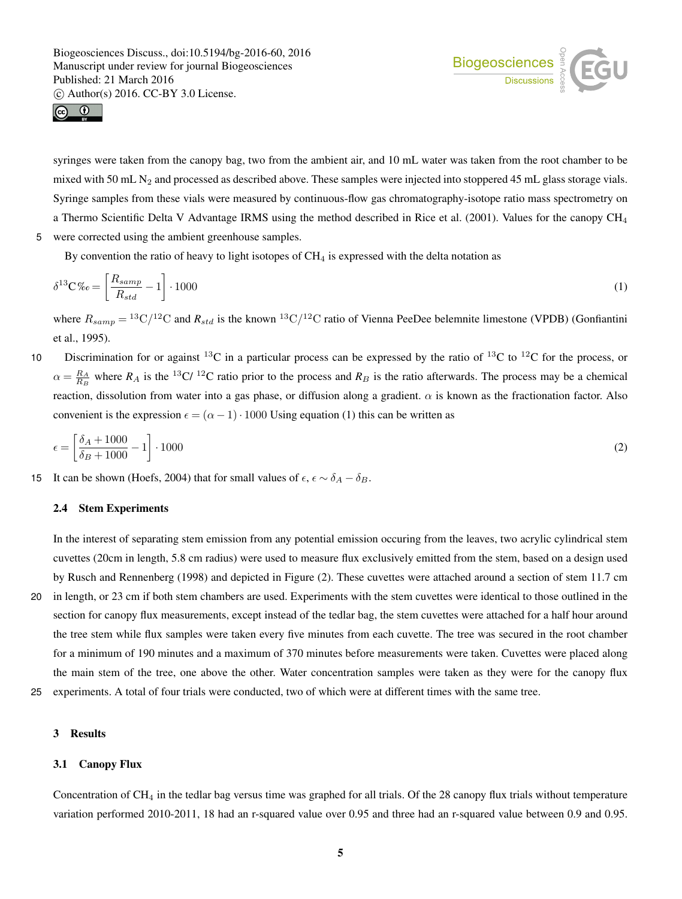syringes were taken from the canopy bag, two from the ambient air, and 10 mL water was taken from the root chamber to be mixed with 50 mL $N_2$ and processed as described above. These samples were injected into stoppered 45 mL glass storage vials. Syringe samples from these vials were measured by continuous-flow gas chromatography-isotope ratio mass spectrometry on a Thermo Scientific Delta V Advantage IRMS using the method described in Rice et al. (2001). Values for the canopy $CH_4$ were corrected using the ambient greenhouse samples.

By convention the ratio of heavy to light isotopes of $CH_4$ is expressed with the delta notation as

$$\delta^{13}\text{C}‰ = \left[\frac{R_{samp}}{R_{std}} - 1\right] \cdot 1000 \tag{1}$$

where $R_{samp} = {}^{13}\text{C}/{}^{12}\text{C}$ and $R_{std}$ is the known ${}^{13}\text{C}/{}^{12}\text{C}$ ratio of Vienna PeeDee belemnite limestone (VPDB) (Gonfiantini et al., 1995).

Discrimination for or against ${}^{13}$C in a particular process can be expressed by the ratio of ${}^{13}$C to ${}^{12}$C for the process, or $\alpha = \frac{R_A}{R_B}$ where $R_A$ is the ${}^{13}\text{C}/{}^{12}\text{C}$ ratio prior to the process and $R_B$ is the ratio afterwards. The process may be a chemical reaction, dissolution from water into a gas phase, or diffusion along a gradient. $\alpha$ is known as the fractionation factor. Also convenient is the expression $\epsilon = (\alpha - 1) \cdot 1000$ Using equation (1) this can be written as

$$\epsilon = \left[\frac{\delta_A + 1000}{\delta_B + 1000} - 1\right] \cdot 1000 \tag{2}$$

It can be shown (Hoefs, 2004) that for small values of $\epsilon$, $\epsilon \sim \delta_A - \delta_B$.

### 2.4 Stem Experiments

In the interest of separating stem emission from any potential emission occuring from the leaves, two acrylic cylindrical stem cuvettes (20cm in length, 5.8 cm radius) were used to measure flux exclusively emitted from the stem, based on a design used by Rusch and Rennenberg (1998) and depicted in Figure (2). These cuvettes were attached around a section of stem 11.7 cm in length, or 23 cm if both stem chambers are used. Experiments with the stem cuvettes were identical to those outlined in the section for canopy flux measurements, except instead of the tedlar bag, the stem cuvettes were attached for a half hour around the tree stem while flux samples were taken every five minutes from each cuvette. The tree was secured in the root chamber for a minimum of 190 minutes and a maximum of 370 minutes before measurements were taken. Cuvettes were placed along the main stem of the tree, one above the other. Water concentration samples were taken as they were for the canopy flux experiments. A total of four trials were conducted, two of which were at different times with the same tree.

## 3 Results

### 3.1 Canopy Flux

Concentration of $CH_4$ in the tedlar bag versus time was graphed for all trials. Of the 28 canopy flux trials without temperature variation performed 2010-2011, 18 had an r-squared value over 0.95 and three had an r-squared value between 0.9 and 0.95.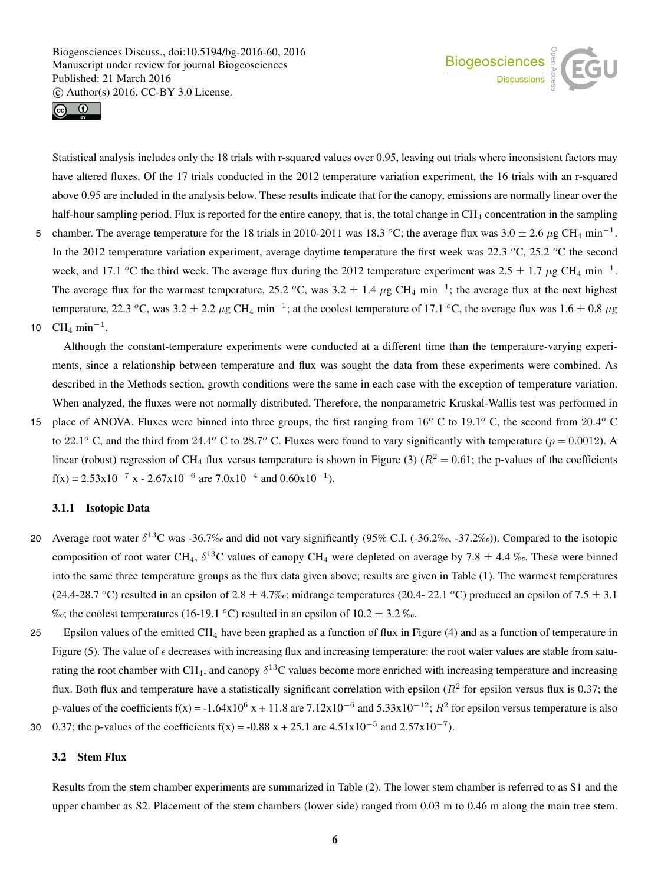Statistical analysis includes only the 18 trials with r-squared values over 0.95, leaving out trials where inconsistent factors may have altered fluxes. Of the 17 trials conducted in the 2012 temperature variation experiment, the 16 trials with an r-squared above 0.95 are included in the analysis below. These results indicate that for the canopy, emissions are normally linear over the half-hour sampling period. Flux is reported for the entire canopy, that is, the total change in $CH_4$ concentration in the sampling chamber. The average temperature for the 18 trials in 2010-2011 was 18.3 $^oC$; the average flux was $3.0 \pm 2.6$ $\mu g$ $CH_4$ $min^{-1}$. In the 2012 temperature variation experiment, average daytime temperature the first week was 22.3 $^oC$, 25.2 $^oC$ the second week, and 17.1 $^oC$ the third week. The average flux during the 2012 temperature experiment was $2.5 \pm 1.7$ $\mu g$ $CH_4$ $min^{-1}$. The average flux for the warmest temperature, 25.2 $^oC$, was $3.2 \pm 1.4$ $\mu g$ $CH_4$ $min^{-1}$; the average flux at the next highest temperature, 22.3 $^oC$, was $3.2 \pm 2.2$ $\mu g$ $CH_4$ $min^{-1}$; at the coolest temperature of 17.1 $^oC$, the average flux was $1.6 \pm 0.8$ $\mu g$ $CH_4$ $min^{-1}$.

Although the constant-temperature experiments were conducted at a different time than the temperature-varying experiments, since a relationship between temperature and flux was sought the data from these experiments were combined. As described in the Methods section, growth conditions were the same in each case with the exception of temperature variation. When analyzed, the fluxes were not normally distributed. Therefore, the nonparametric Kruskal-Wallis test was performed in place of ANOVA. Fluxes were binned into three groups, the first ranging from $16^o$ C to $19.1^o$ C, the second from $20.4^o$ C to $22.1^o$ C, and the third from $24.4^o$ C to $28.7^o$ C. Fluxes were found to vary significantly with temperature ($p = 0.0012$). A linear (robust) regression of $CH_4$ flux versus temperature is shown in Figure (3) ($R^2 = 0.61$; the p-values of the coefficients $f(x) = 2.53\text{x}10^{-7}$ x - $2.67\text{x}10^{-6}$ are $7.0\text{x}10^{-4}$ and $0.60\text{x}10^{-1}$).

### 3.1.1 Isotopic Data

Average root water $\delta^{13}C$ was -36.7‰ and did not vary significantly (95% C.I. (-36.2‰, -37.2‰)). Compared to the isotopic composition of root water $CH_4$, $\delta^{13}C$ values of canopy $CH_4$ were depleted on average by $7.8 \pm 4.4$ ‰. These were binned into the same three temperature groups as the flux data given above; results are given in Table (1). The warmest temperatures (24.4-28.7 $^oC$) resulted in an epsilon of $2.8 \pm 4.7$‰; midrange temperatures (20.4- 22.1 $^oC$) produced an epsilon of $7.5 \pm 3.1$ ‰; the coolest temperatures (16-19.1 $^oC$) resulted in an epsilon of $10.2 \pm 3.2$ ‰.

Epsilon values of the emitted $CH_4$ have been graphed as a function of flux in Figure (4) and as a function of temperature in Figure (5). The value of $\epsilon$ decreases with increasing flux and increasing temperature: the root water values are stable from saturating the root chamber with $CH_4$, and canopy $\delta^{13}C$ values become more enriched with increasing temperature and increasing flux. Both flux and temperature have a statistically significant correlation with epsilon ($R^2$ for epsilon versus flux is 0.37; the p-values of the coefficients $f(x) = -1.64\text{x}10^6$ x + 11.8 are $7.12\text{x}10^{-6}$ and $5.33\text{x}10^{-12}$; $R^2$ for epsilon versus temperature is also 0.37; the p-values of the coefficients f(x) = -0.88 x + 25.1 are $4.51\text{x}10^{-5}$ and $2.57\text{x}10^{-7}$).

## 3.2 Stem Flux

Results from the stem chamber experiments are summarized in Table (2). The lower stem chamber is referred to as S1 and the upper chamber as S2. Placement of the stem chambers (lower side) ranged from 0.03 m to 0.46 m along the main tree stem.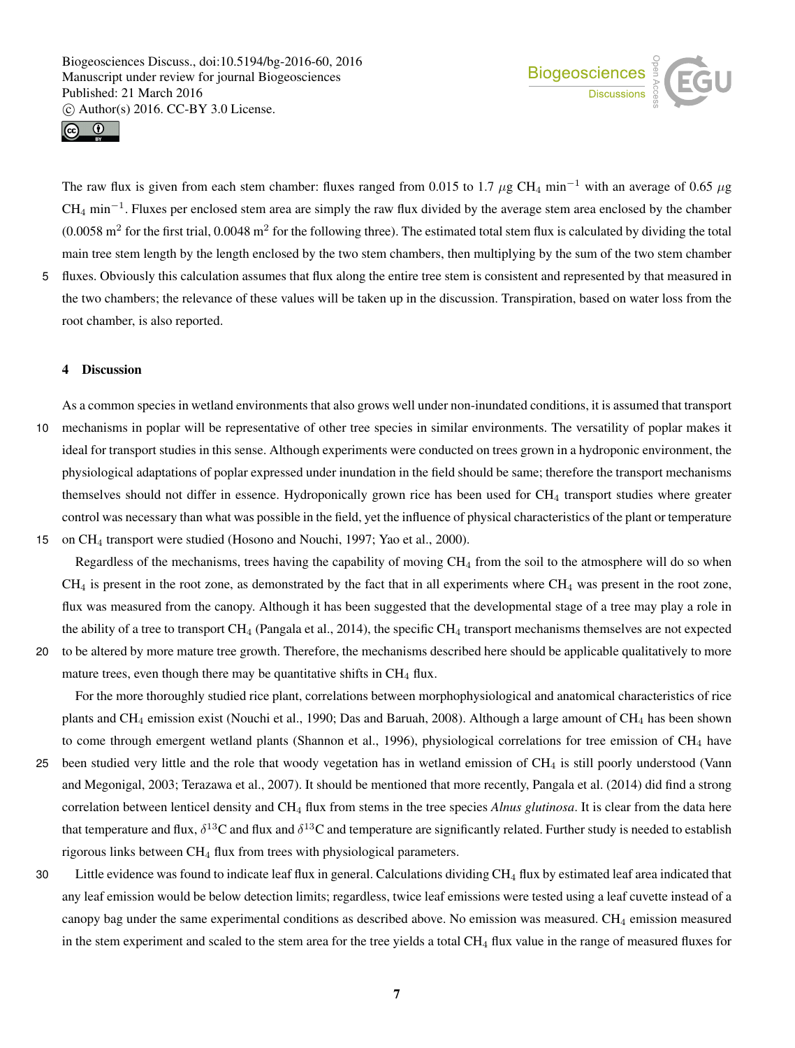The raw flux is given from each stem chamber: fluxes ranged from 0.015 to 1.7 $\mu$g $CH_4$ min$^{-1}$ with an average of 0.65 $\mu$g $CH_4$ min$^{-1}$. Fluxes per enclosed stem area are simply the raw flux divided by the average stem area enclosed by the chamber (0.0058 m$^2$ for the first trial, 0.0048 m$^2$ for the following three). The estimated total stem flux is calculated by dividing the total main tree stem length by the length enclosed by the two stem chambers, then multiplying by the sum of the two stem chamber fluxes. Obviously this calculation assumes that flux along the entire tree stem is consistent and represented by that measured in the two chambers; the relevance of these values will be taken up in the discussion. Transpiration, based on water loss from the root chamber, is also reported.

## 4 Discussion

As a common species in wetland environments that also grows well under non-inundated conditions, it is assumed that transport mechanisms in poplar will be representative of other tree species in similar environments. The versatility of poplar makes it ideal for transport studies in this sense. Although experiments were conducted on trees grown in a hydroponic environment, the physiological adaptations of poplar expressed under inundation in the field should be same; therefore the transport mechanisms themselves should not differ in essence. Hydroponically grown rice has been used for $CH_4$ transport studies where greater control was necessary than what was possible in the field, yet the influence of physical characteristics of the plant or temperature on $CH_4$ transport were studied (Hosono and Nouchi, 1997; Yao et al., 2000).

Regardless of the mechanisms, trees having the capability of moving $CH_4$ from the soil to the atmosphere will do so when $CH_4$ is present in the root zone, as demonstrated by the fact that in all experiments where $CH_4$ was present in the root zone, flux was measured from the canopy. Although it has been suggested that the developmental stage of a tree may play a role in the ability of a tree to transport $CH_4$ (Pangala et al., 2014), the specific $CH_4$ transport mechanisms themselves are not expected to be altered by more mature tree growth. Therefore, the mechanisms described here should be applicable qualitatively to more mature trees, even though there may be quantitative shifts in $CH_4$ flux.

For the more thoroughly studied rice plant, correlations between morphophysiological and anatomical characteristics of rice plants and $CH_4$ emission exist (Nouchi et al., 1990; Das and Baruah, 2008). Although a large amount of $CH_4$ has been shown to come through emergent wetland plants (Shannon et al., 1996), physiological correlations for tree emission of $CH_4$ have been studied very little and the role that woody vegetation has in wetland emission of $CH_4$ is still poorly understood (Vann and Megonigal, 2003; Terazawa et al., 2007). It should be mentioned that more recently, Pangala et al. (2014) did find a strong correlation between lenticel density and $CH_4$ flux from stems in the tree species *Alnus glutinosa*. It is clear from the data here that temperature and flux, $\delta^{13}$C and flux and $\delta^{13}$C and temperature are significantly related. Further study is needed to establish rigorous links between $CH_4$ flux from trees with physiological parameters.

Little evidence was found to indicate leaf flux in general. Calculations dividing $CH_4$ flux by estimated leaf area indicated that any leaf emission would be below detection limits; regardless, twice leaf emissions were tested using a leaf cuvette instead of a canopy bag under the same experimental conditions as described above. No emission was measured. $CH_4$ emission measured in the stem experiment and scaled to the stem area for the tree yields a total $CH_4$ flux value in the range of measured fluxes for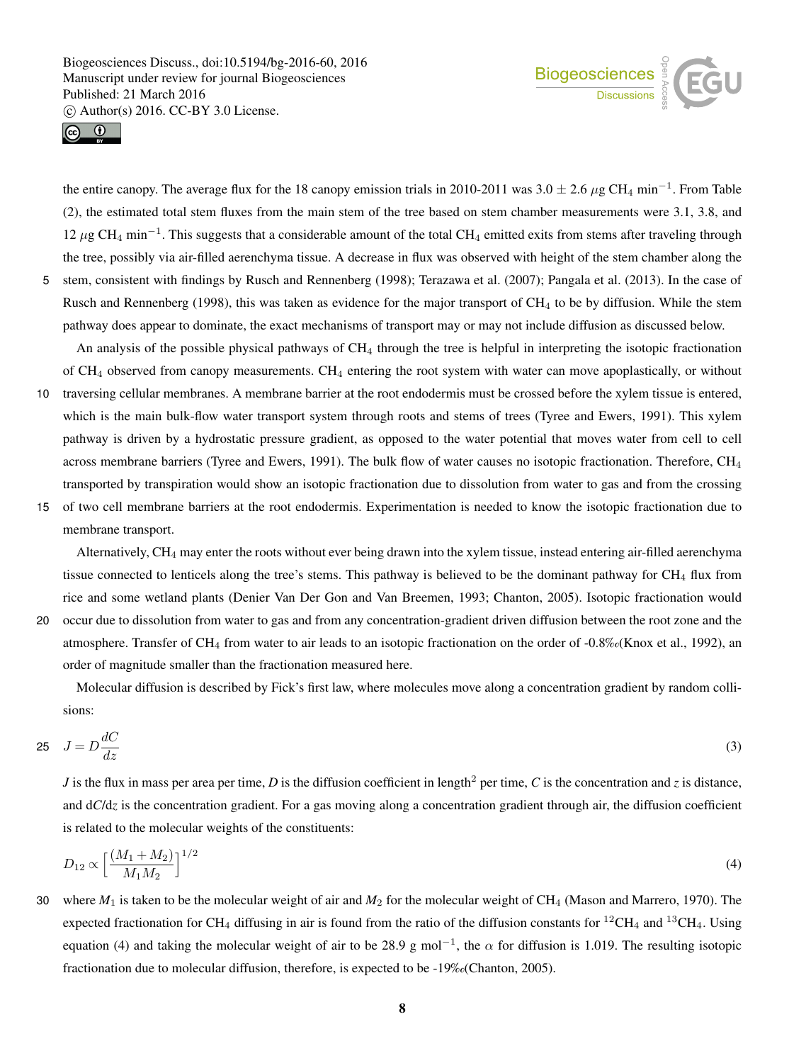the entire canopy. The average flux for the 18 canopy emission trials in 2010-2011 was 3.0 ± 2.6 $\mu$g $CH_4$ min$^{-1}$. From Table (2), the estimated total stem fluxes from the main stem of the tree based on stem chamber measurements were 3.1, 3.8, and 12 $\mu$g $CH_4$ min$^{-1}$. This suggests that a considerable amount of the total $CH_4$ emitted exits from stems after traveling through the tree, possibly via air-filled aerenchyma tissue. A decrease in flux was observed with height of the stem chamber along the stem, consistent with findings by Rusch and Rennenberg (1998); Terazawa et al. (2007); Pangala et al. (2013). In the case of Rusch and Rennenberg (1998), this was taken as evidence for the major transport of $CH_4$ to be by diffusion. While the stem pathway does appear to dominate, the exact mechanisms of transport may or may not include diffusion as discussed below.

An analysis of the possible physical pathways of $CH_4$ through the tree is helpful in interpreting the isotopic fractionation of $CH_4$ observed from canopy measurements. $CH_4$ entering the root system with water can move apoplastically, or without traversing cellular membranes. A membrane barrier at the root endodermis must be crossed before the xylem tissue is entered, which is the main bulk-flow water transport system through roots and stems of trees (Tyree and Ewers, 1991). This xylem pathway is driven by a hydrostatic pressure gradient, as opposed to the water potential that moves water from cell to cell across membrane barriers (Tyree and Ewers, 1991). The bulk flow of water causes no isotopic fractionation. Therefore, $CH_4$ transported by transpiration would show an isotopic fractionation due to dissolution from water to gas and from the crossing of two cell membrane barriers at the root endodermis. Experimentation is needed to know the isotopic fractionation due to membrane transport.

Alternatively, $CH_4$ may enter the roots without ever being drawn into the xylem tissue, instead entering air-filled aerenchyma tissue connected to lenticels along the tree's stems. This pathway is believed to be the dominant pathway for $CH_4$ flux from rice and some wetland plants (Denier Van Der Gon and Van Breemen, 1993; Chanton, 2005). Isotopic fractionation would occur due to dissolution from water to gas and from any concentration-gradient driven diffusion between the root zone and the atmosphere. Transfer of $CH_4$ from water to air leads to an isotopic fractionation on the order of -0.8‰(Knox et al., 1992), an order of magnitude smaller than the fractionation measured here.

Molecular diffusion is described by Fick's first law, where molecules move along a concentration gradient by random collisions:

$$J = D\frac{dC}{dz} \tag{3}$$

*J* is the flux in mass per area per time, *D* is the diffusion coefficient in length$^2$ per time, *C* is the concentration and *z* is distance, and d*C*/d*z* is the concentration gradient. For a gas moving along a concentration gradient through air, the diffusion coefficient is related to the molecular weights of the constituents:

$$D_{12} \propto \Big[\frac{(M_1 + M_2)}{M_1 M_2}\Big]^{1/2} \tag{4}$$

where $M_1$ is taken to be the molecular weight of air and $M_2$ for the molecular weight of $CH_4$ (Mason and Marrero, 1970). The expected fractionation for $CH_4$ diffusing in air is found from the ratio of the diffusion constants for $^{12}CH_4$ and $^{13}CH_4$. Using equation (4) and taking the molecular weight of air to be 28.9 g mol$^{-1}$, the $\alpha$ for diffusion is 1.019. The resulting isotopic fractionation due to molecular diffusion, therefore, is expected to be -19‰(Chanton, 2005).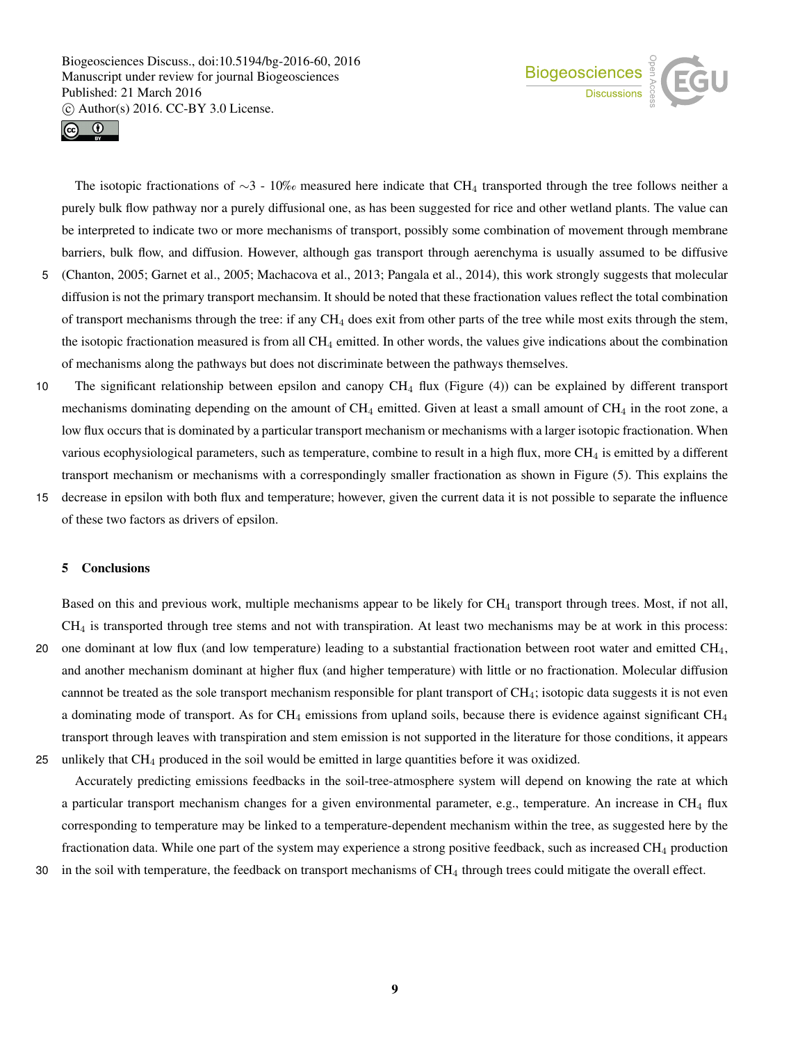The isotopic fractionations of ~3 - 10‰ measured here indicate that $CH_4$ transported through the tree follows neither a purely bulk flow pathway nor a purely diffusional one, as has been suggested for rice and other wetland plants. The value can be interpreted to indicate two or more mechanisms of transport, possibly some combination of movement through membrane barriers, bulk flow, and diffusion. However, although gas transport through aerenchyma is usually assumed to be diffusive (Chanton, 2005; Garnet et al., 2005; Machacova et al., 2013; Pangala et al., 2014), this work strongly suggests that molecular diffusion is not the primary transport mechansim. It should be noted that these fractionation values reflect the total combination of transport mechanisms through the tree: if any $CH_4$ does exit from other parts of the tree while most exits through the stem, the isotopic fractionation measured is from all $CH_4$ emitted. In other words, the values give indications about the combination of mechanisms along the pathways but does not discriminate between the pathways themselves.

The significant relationship between epsilon and canopy $CH_4$ flux (Figure (4)) can be explained by different transport mechanisms dominating depending on the amount of $CH_4$ emitted. Given at least a small amount of $CH_4$ in the root zone, a low flux occurs that is dominated by a particular transport mechanism or mechanisms with a larger isotopic fractionation. When various ecophysiological parameters, such as temperature, combine to result in a high flux, more $CH_4$ is emitted by a different transport mechanism or mechanisms with a correspondingly smaller fractionation as shown in Figure (5). This explains the decrease in epsilon with both flux and temperature; however, given the current data it is not possible to separate the influence of these two factors as drivers of epsilon.

## 5 Conclusions

Based on this and previous work, multiple mechanisms appear to be likely for $CH_4$ transport through trees. Most, if not all, $CH_4$ is transported through tree stems and not with transpiration. At least two mechanisms may be at work in this process: one dominant at low flux (and low temperature) leading to a substantial fractionation between root water and emitted $CH_4$, and another mechanism dominant at higher flux (and higher temperature) with little or no fractionation. Molecular diffusion cannnot be treated as the sole transport mechanism responsible for plant transport of $CH_4$; isotopic data suggests it is not even a dominating mode of transport. As for $CH_4$ emissions from upland soils, because there is evidence against significant $CH_4$ transport through leaves with transpiration and stem emission is not supported in the literature for those conditions, it appears unlikely that $CH_4$ produced in the soil would be emitted in large quantities before it was oxidized.

Accurately predicting emissions feedbacks in the soil-tree-atmosphere system will depend on knowing the rate at which a particular transport mechanism changes for a given environmental parameter, e.g., temperature. An increase in $CH_4$ flux corresponding to temperature may be linked to a temperature-dependent mechanism within the tree, as suggested here by the fractionation data. While one part of the system may experience a strong positive feedback, such as increased $CH_4$ production in the soil with temperature, the feedback on transport mechanisms of $CH_4$ through trees could mitigate the overall effect.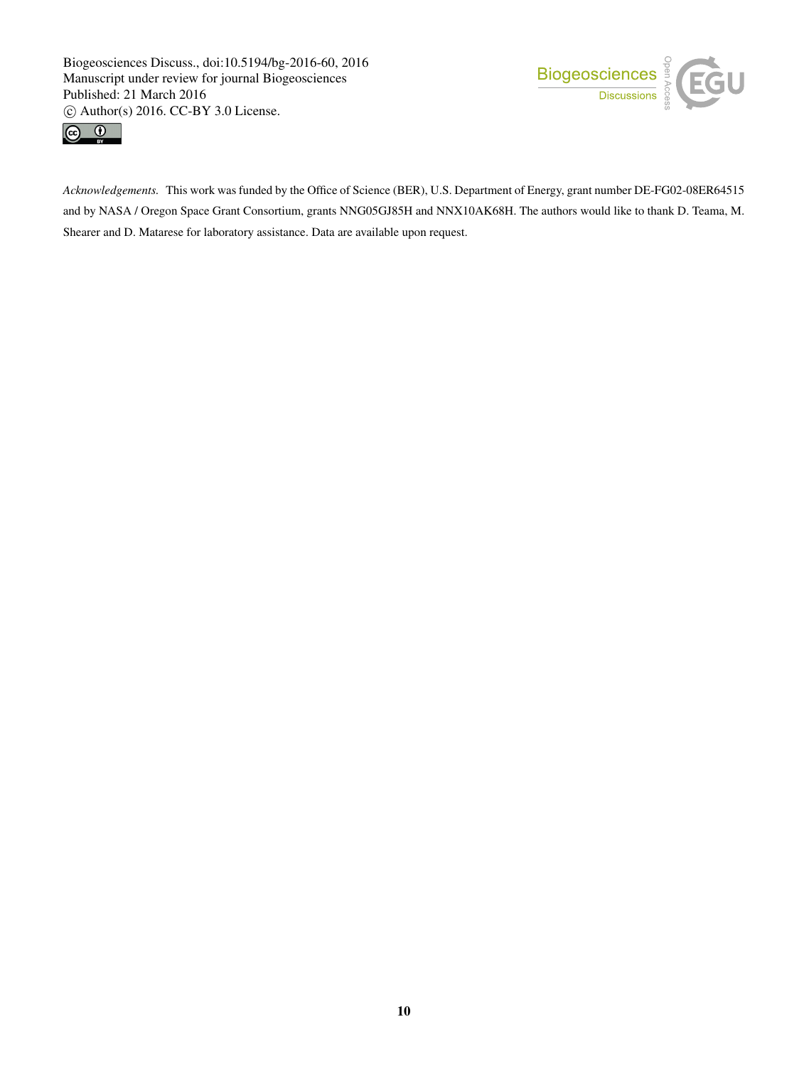*Acknowledgements.* This work was funded by the Office of Science (BER), U.S. Department of Energy, grant number DE-FG02-08ER64515 and by NASA / Oregon Space Grant Consortium, grants NNG05GJ85H and NNX10AK68H. The authors would like to thank D. Teama, M. Shearer and D. Matarese for laboratory assistance. Data are available upon request.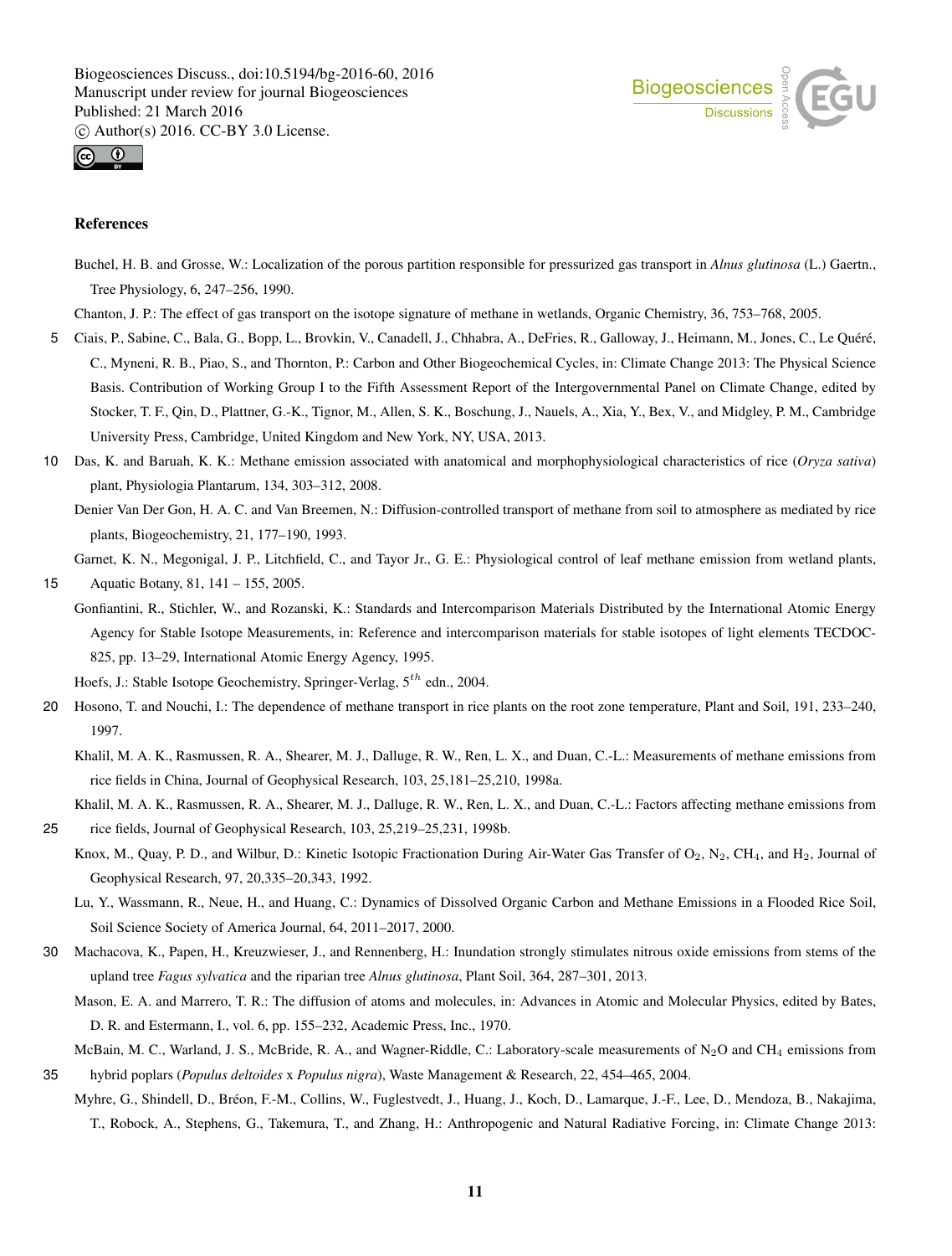## References

Buchel, H. B. and Grosse, W.: Localization of the porous partition responsible for pressurized gas transport in *Alnus glutinosa* (L.) Gaertn., Tree Physiology, 6, 247–256, 1990.

Chanton, J. P.: The effect of gas transport on the isotope signature of methane in wetlands, Organic Chemistry, 36, 753–768, 2005.

Ciais, P., Sabine, C., Bala, G., Bopp, L., Brovkin, V., Canadell, J., Chhabra, A., DeFries, R., Galloway, J., Heimann, M., Jones, C., Le Quéré, C., Myneni, R. B., Piao, S., and Thornton, P.: Carbon and Other Biogeochemical Cycles, in: Climate Change 2013: The Physical Science Basis. Contribution of Working Group I to the Fifth Assessment Report of the Intergovernmental Panel on Climate Change, edited by Stocker, T. F., Qin, D., Plattner, G.-K., Tignor, M., Allen, S. K., Boschung, J., Nauels, A., Xia, Y., Bex, V., and Midgley, P. M., Cambridge University Press, Cambridge, United Kingdom and New York, NY, USA, 2013.

Das, K. and Baruah, K. K.: Methane emission associated with anatomical and morphophysiological characteristics of rice (*Oryza sativa*) plant, Physiologia Plantarum, 134, 303–312, 2008.

Denier Van Der Gon, H. A. C. and Van Breemen, N.: Diffusion-controlled transport of methane from soil to atmosphere as mediated by rice plants, Biogeochemistry, 21, 177–190, 1993.

Garnet, K. N., Megonigal, J. P., Litchfield, C., and Tayor Jr., G. E.: Physiological control of leaf methane emission from wetland plants, Aquatic Botany, 81, 141 – 155, 2005.

Gonfiantini, R., Stichler, W., and Rozanski, K.: Standards and Intercomparison Materials Distributed by the International Atomic Energy Agency for Stable Isotope Measurements, in: Reference and intercomparison materials for stable isotopes of light elements TECDOC-825, pp. 13–29, International Atomic Energy Agency, 1995.

Hoefs, J.: Stable Isotope Geochemistry, Springer-Verlag, $5^{th}$ edn., 2004.

Hosono, T. and Nouchi, I.: The dependence of methane transport in rice plants on the root zone temperature, Plant and Soil, 191, 233–240, 1997.

Khalil, M. A. K., Rasmussen, R. A., Shearer, M. J., Dalluge, R. W., Ren, L. X., and Duan, C.-L.: Measurements of methane emissions from rice fields in China, Journal of Geophysical Research, 103, 25,181–25,210, 1998a.

Khalil, M. A. K., Rasmussen, R. A., Shearer, M. J., Dalluge, R. W., Ren, L. X., and Duan, C.-L.: Factors affecting methane emissions from rice fields, Journal of Geophysical Research, 103, 25,219–25,231, 1998b.

Knox, M., Quay, P. D., and Wilbur, D.: Kinetic Isotopic Fractionation During Air-Water Gas Transfer of $O_2$, $N_2$, $CH_4$, and $H_2$, Journal of Geophysical Research, 97, 20,335–20,343, 1992.

Lu, Y., Wassmann, R., Neue, H., and Huang, C.: Dynamics of Dissolved Organic Carbon and Methane Emissions in a Flooded Rice Soil, Soil Science Society of America Journal, 64, 2011–2017, 2000.

Machacova, K., Papen, H., Kreuzwieser, J., and Rennenberg, H.: Inundation strongly stimulates nitrous oxide emissions from stems of the upland tree *Fagus sylvatica* and the riparian tree *Alnus glutinosa*, Plant Soil, 364, 287–301, 2013.

Mason, E. A. and Marrero, T. R.: The diffusion of atoms and molecules, in: Advances in Atomic and Molecular Physics, edited by Bates, D. R. and Estermann, I., vol. 6, pp. 155–232, Academic Press, Inc., 1970.

McBain, M. C., Warland, J. S., McBride, R. A., and Wagner-Riddle, C.: Laboratory-scale measurements of $N_2O$ and $CH_4$ emissions from hybrid poplars (*Populus deltoides* x *Populus nigra*), Waste Management & Research, 22, 454–465, 2004.

Myhre, G., Shindell, D., Bréon, F.-M., Collins, W., Fuglestvedt, J., Huang, J., Koch, D., Lamarque, J.-F., Lee, D., Mendoza, B., Nakajima, T., Robock, A., Stephens, G., Takemura, T., and Zhang, H.: Anthropogenic and Natural Radiative Forcing, in: Climate Change 2013: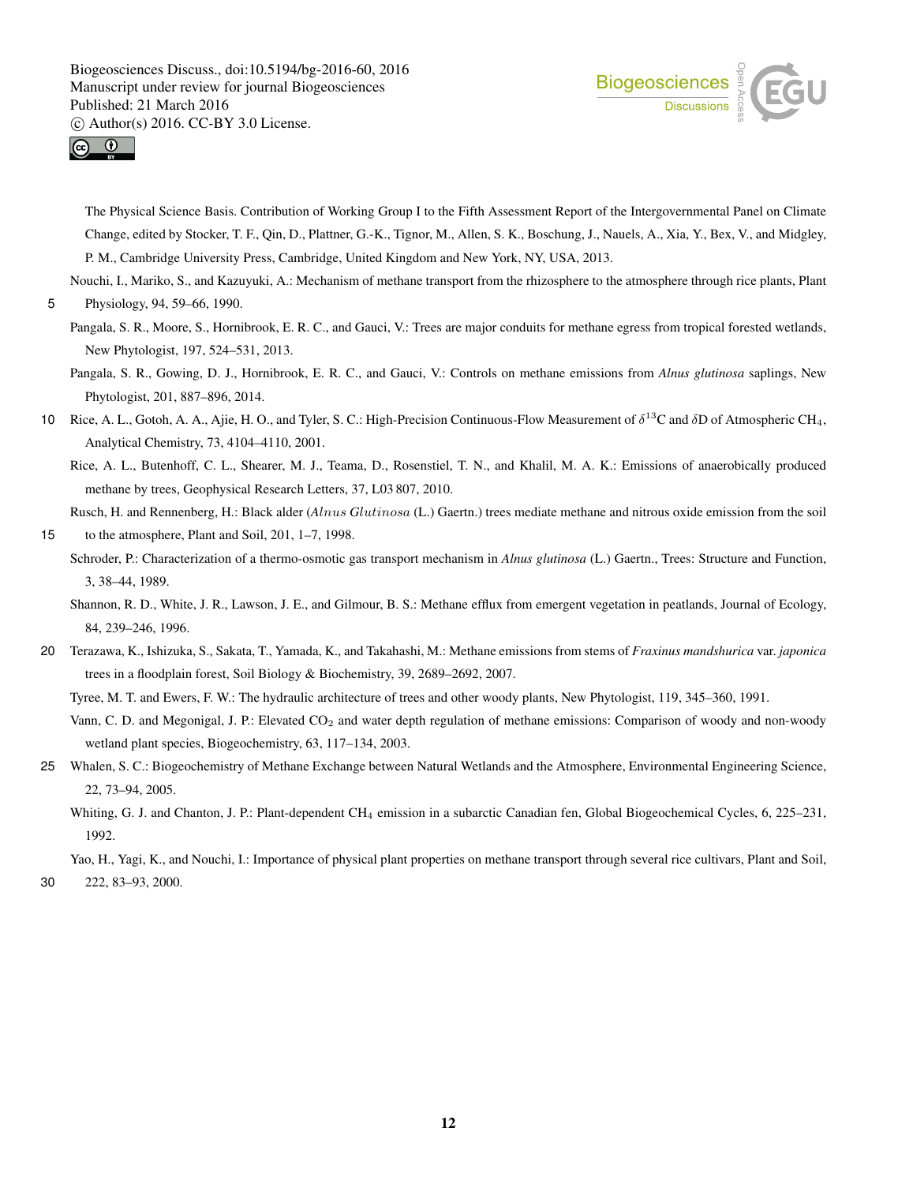The Physical Science Basis. Contribution of Working Group I to the Fifth Assessment Report of the Intergovernmental Panel on Climate Change, edited by Stocker, T. F., Qin, D., Plattner, G.-K., Tignor, M., Allen, S. K., Boschung, J., Nauels, A., Xia, Y., Bex, V., and Midgley, P. M., Cambridge University Press, Cambridge, United Kingdom and New York, NY, USA, 2013.

Nouchi, I., Mariko, S., and Kazuyuki, A.: Mechanism of methane transport from the rhizosphere to the atmosphere through rice plants, Plant Physiology, 94, 59–66, 1990.

Pangala, S. R., Moore, S., Hornibrook, E. R. C., and Gauci, V.: Trees are major conduits for methane egress from tropical forested wetlands, New Phytologist, 197, 524–531, 2013.

Pangala, S. R., Gowing, D. J., Hornibrook, E. R. C., and Gauci, V.: Controls on methane emissions from *Alnus glutinosa* saplings, New Phytologist, 201, 887–896, 2014.

Rice, A. L., Gotoh, A. A., Ajie, H. O., and Tyler, S. C.: High-Precision Continuous-Flow Measurement of $\delta^{13}$C and $\delta$D of Atmospheric $CH_4$, Analytical Chemistry, 73, 4104–4110, 2001.

Rice, A. L., Butenhoff, C. L., Shearer, M. J., Teama, D., Rosenstiel, T. N., and Khalil, M. A. K.: Emissions of anaerobically produced methane by trees, Geophysical Research Letters, 37, L03 807, 2010.

Rusch, H. and Rennenberg, H.: Black alder (*Alnus Glutinosa* (L.) Gaertn.) trees mediate methane and nitrous oxide emission from the soil to the atmosphere, Plant and Soil, 201, 1–7, 1998.

Schroder, P.: Characterization of a thermo-osmotic gas transport mechanism in *Alnus glutinosa* (L.) Gaertn., Trees: Structure and Function, 3, 38–44, 1989.

Shannon, R. D., White, J. R., Lawson, J. E., and Gilmour, B. S.: Methane efflux from emergent vegetation in peatlands, Journal of Ecology, 84, 239–246, 1996.

Terazawa, K., Ishizuka, S., Sakata, T., Yamada, K., and Takahashi, M.: Methane emissions from stems of *Fraxinus mandshurica* var. *japonica* trees in a floodplain forest, Soil Biology & Biochemistry, 39, 2689–2692, 2007.

Tyree, M. T. and Ewers, F. W.: The hydraulic architecture of trees and other woody plants, New Phytologist, 119, 345–360, 1991.

Vann, C. D. and Megonigal, J. P.: Elevated $CO_2$ and water depth regulation of methane emissions: Comparison of woody and non-woody wetland plant species, Biogeochemistry, 63, 117–134, 2003.

Whalen, S. C.: Biogeochemistry of Methane Exchange between Natural Wetlands and the Atmosphere, Environmental Engineering Science, 22, 73–94, 2005.

Whiting, G. J. and Chanton, J. P.: Plant-dependent $CH_4$ emission in a subarctic Canadian fen, Global Biogeochemical Cycles, 6, 225–231, 1992.

Yao, H., Yagi, K., and Nouchi, I.: Importance of physical plant properties on methane transport through several rice cultivars, Plant and Soil, 222, 83–93, 2000.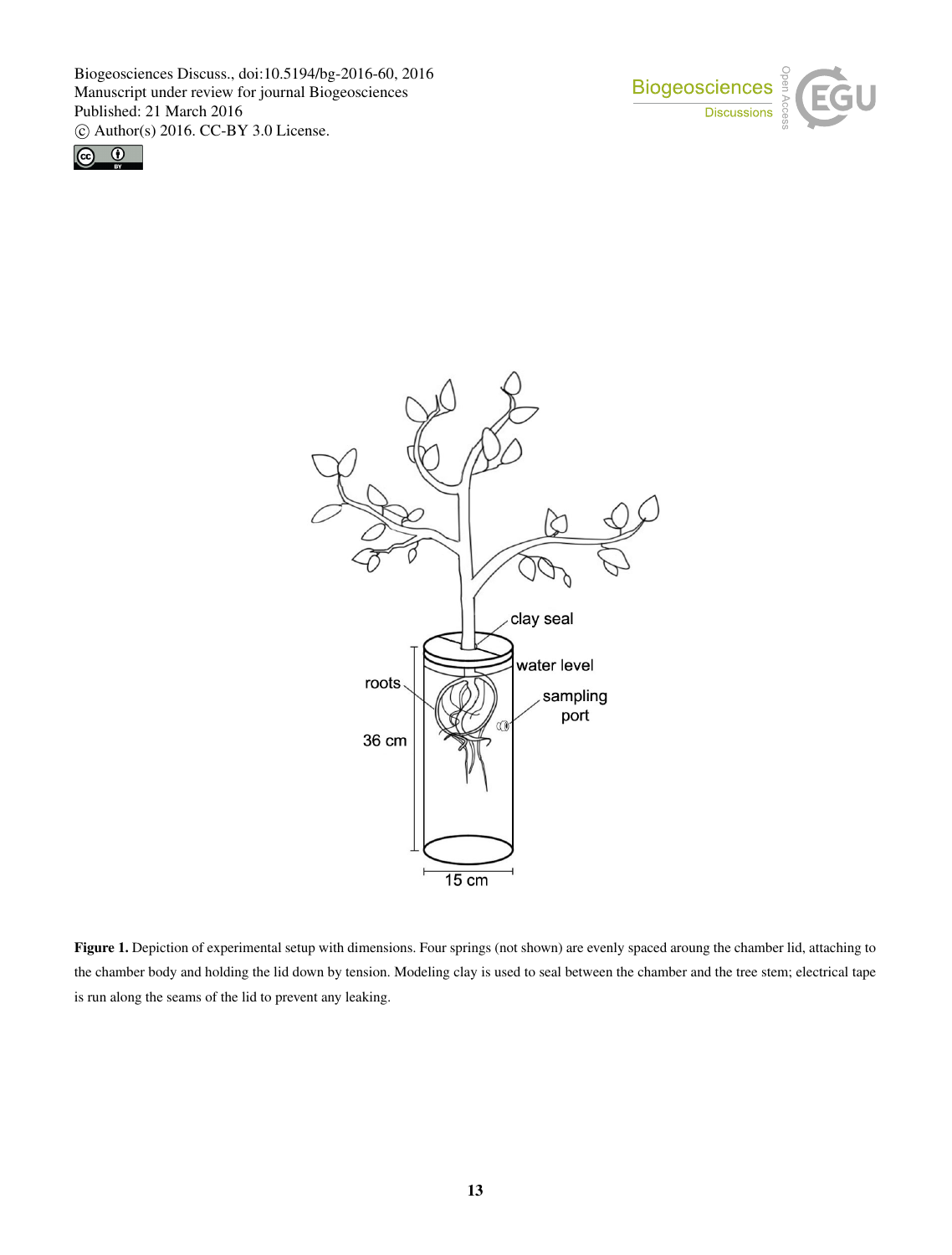**Figure 1.** Depiction of experimental setup with dimensions. Four springs (not shown) are evenly spaced aroung the chamber lid, attaching to the chamber body and holding the lid down by tension. Modeling clay is used to seal between the chamber and the tree stem; electrical tape is run along the seams of the lid to prevent any leaking.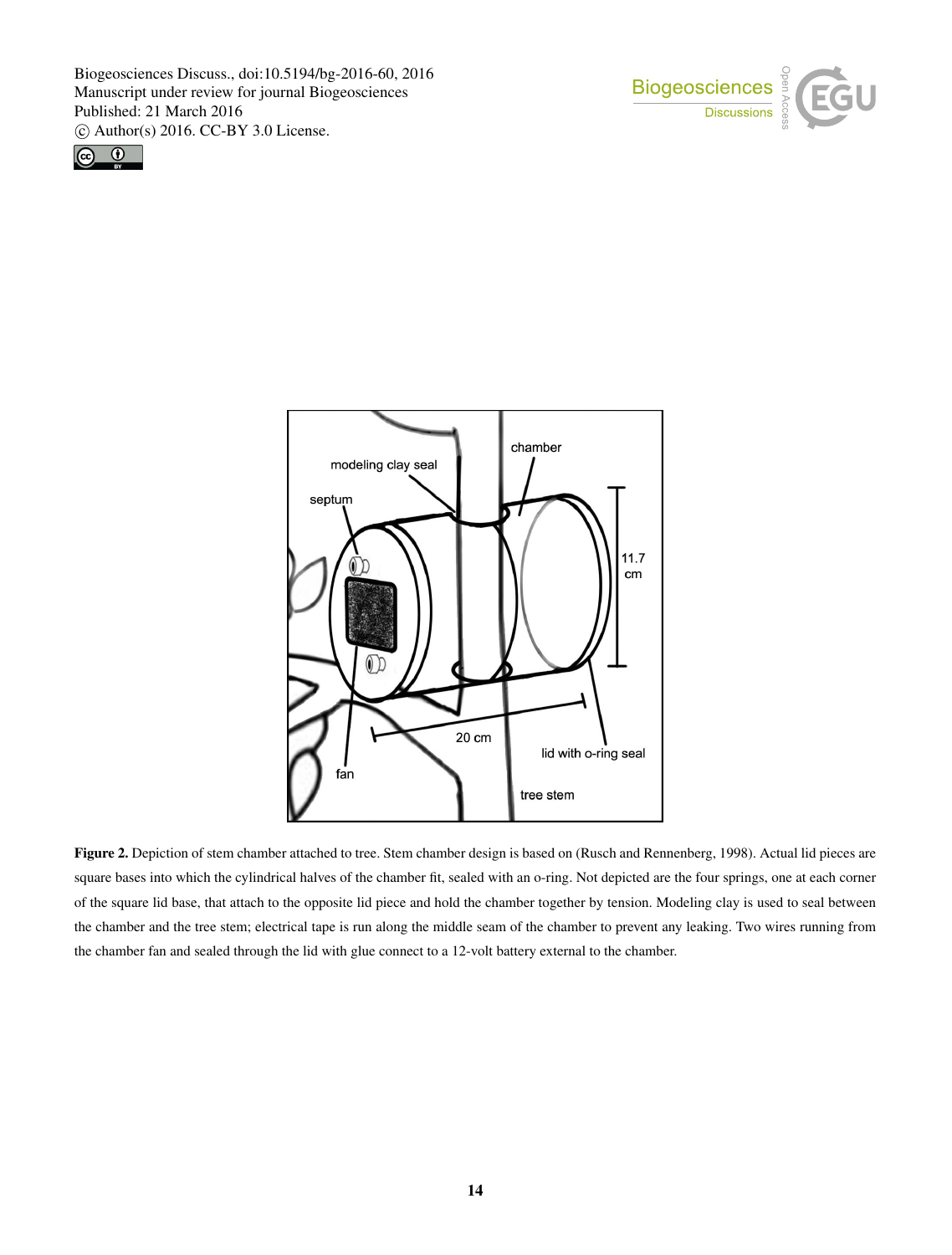**Figure 2.** Depiction of stem chamber attached to tree. Stem chamber design is based on (Rusch and Rennenberg, 1998). Actual lid pieces are square bases into which the cylindrical halves of the chamber fit, sealed with an o-ring. Not depicted are the four springs, one at each corner of the square lid base, that attach to the opposite lid piece and hold the chamber together by tension. Modeling clay is used to seal between the chamber and the tree stem; electrical tape is run along the middle seam of the chamber to prevent any leaking. Two wires running from the chamber fan and sealed through the lid with glue connect to a 12-volt battery external to the chamber.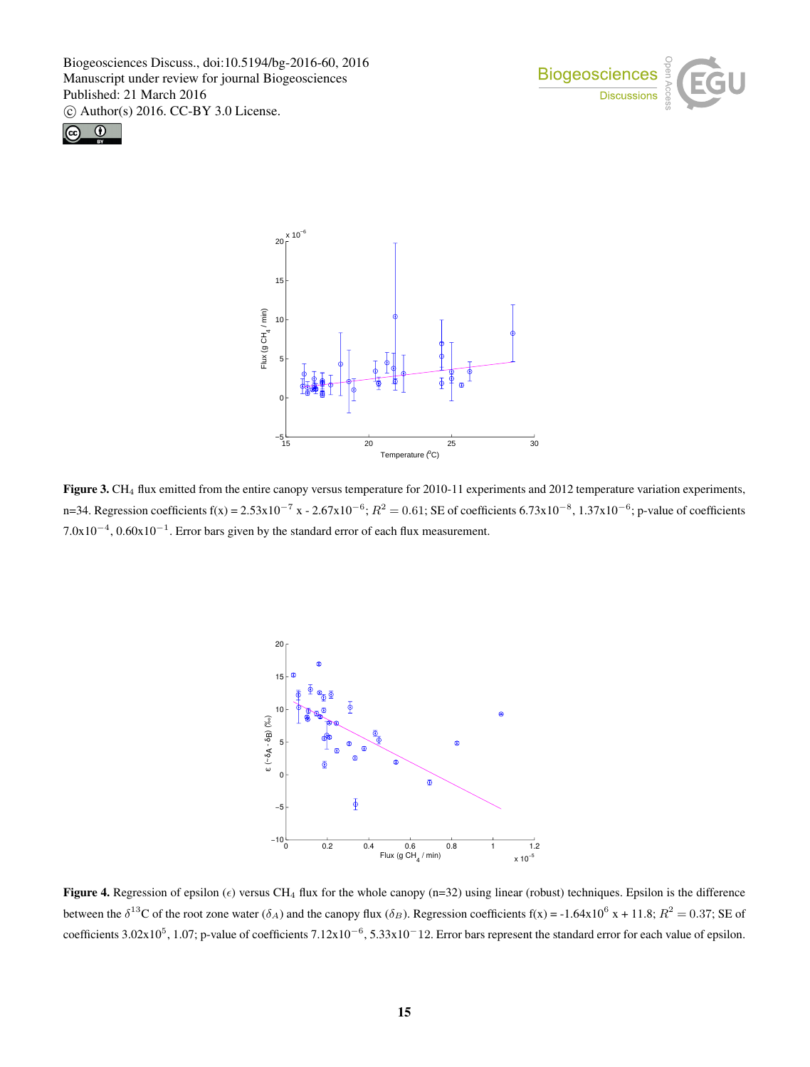**Figure 3.** $CH_4$ flux emitted from the entire canopy versus temperature for 2010-11 experiments and 2012 temperature variation experiments, n=34. Regression coefficients f(x) = 2.53x$10^{-7}$ x - 2.67x$10^{-6}$; $R^2 = 0.61$; SE of coefficients 6.73x$10^{-8}$, 1.37x$10^{-6}$; p-value of coefficients 7.0x$10^{-4}$, 0.60x$10^{-1}$. Error bars given by the standard error of each flux measurement.

**Figure 4.** Regression of epsilon ($\epsilon$) versus $CH_4$ flux for the whole canopy (n=32) using linear (robust) techniques. Epsilon is the difference between the $\delta^{13}$C of the root zone water ($\delta_A$) and the canopy flux ($\delta_B$). Regression coefficients f(x) = -1.64x$10^6$ x + 11.8; $R^2 = 0.37$; SE of coefficients 3.02x$10^5$, 1.07; p-value of coefficients 7.12x$10^{-6}$, 5.33x$10^{-12}$. Error bars represent the standard error for each value of epsilon.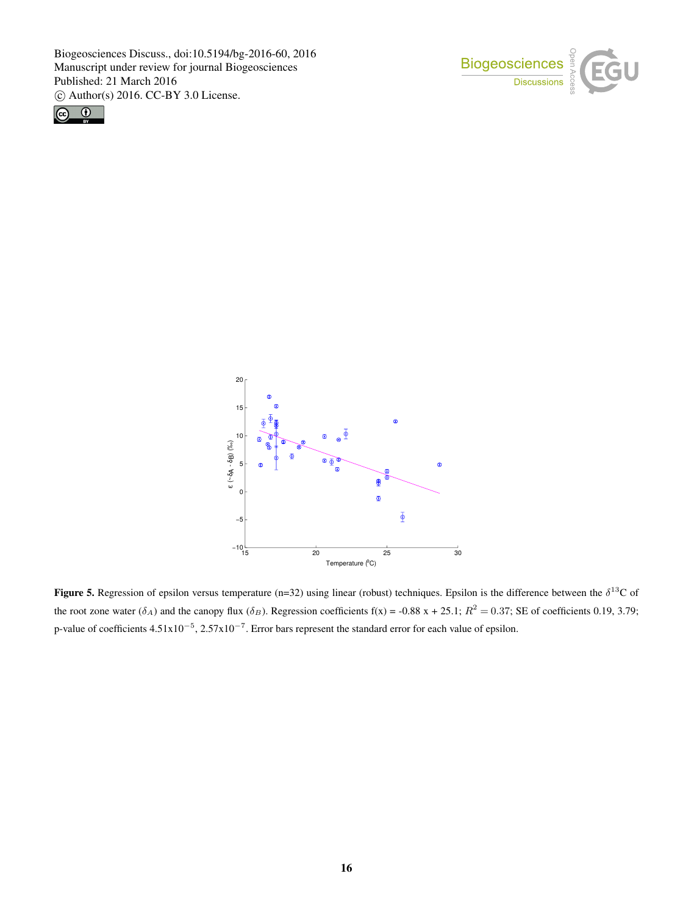**Figure 5.** Regression of epsilon versus temperature (n=32) using linear (robust) techniques. Epsilon is the difference between the $\delta^{13}$C of the root zone water ($\delta_A$) and the canopy flux ($\delta_B$). Regression coefficients f(x) = -0.88 x + 25.1; $R^2 = 0.37$; SE of coefficients 0.19, 3.79; p-value of coefficients 4.51x10$^{-5}$, 2.57x10$^{-7}$. Error bars represent the standard error for each value of epsilon.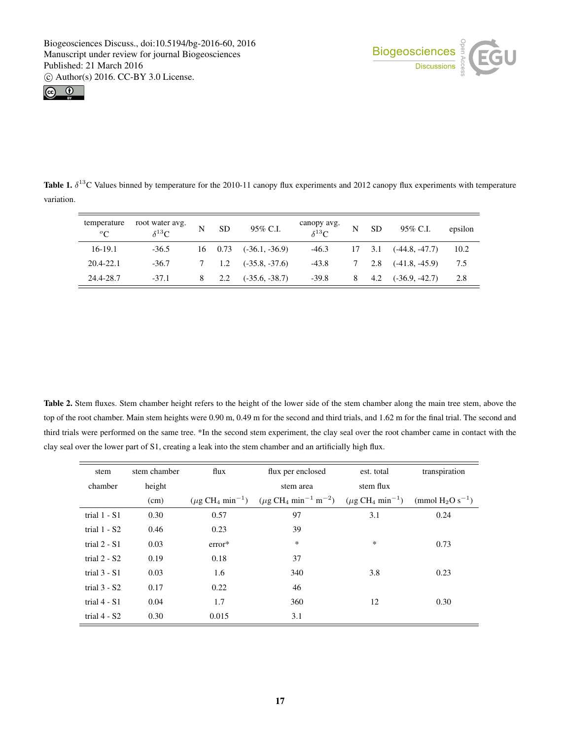**Table 1.** $\delta^{13}$C Values binned by temperature for the 2010-11 canopy flux experiments and 2012 canopy flux experiments with temperature variation.

| temperature $^{o}$C | root water avg. $\delta^{13}$C | N | SD | 95% C.I. | canopy avg. $\delta^{13}$C | N | SD | 95% C.I. | epsilon |
|---|---|---|---|---|---|---|---|---|---|
| 16-19.1 | -36.5 | 16 | 0.73 | (-36.1, -36.9) | -46.3 | 17 | 3.1 | (-44.8, -47.7) | 10.2 |
| 20.4-22.1 | -36.7 | 7 | 1.2 | (-35.8, -37.6) | -43.8 | 7 | 2.8 | (-41.8, -45.9) | 7.5 |
| 24.4-28.7 | -37.1 | 8 | 2.2 | (-35.6, -38.7) | -39.8 | 8 | 4.2 | (-36.9, -42.7) | 2.8 |

**Table 2.** Stem fluxes. Stem chamber height refers to the height of the lower side of the stem chamber along the main tree stem, above the top of the root chamber. Main stem heights were 0.90 m, 0.49 m for the second and third trials, and 1.62 m for the final trial. The second and third trials were performed on the same tree. *In the second stem experiment, the clay seal over the root chamber came in contact with the clay seal over the lower part of S1, creating a leak into the stem chamber and an artificially high flux.

| stem chamber | stem chamber height (cm) | flux ($\mu$g $CH_4$ min$^{-1}$) | flux per enclosed stem area ($\mu$g $CH_4$ min$^{-1}$ m$^{-2}$) | est. total stem flux ($\mu$g $CH_4$ min$^{-1}$) | transpiration (mmol $H_2O$ s$^{-1}$) |
|---|---|---|---|---|---|
| trial 1 - S1 | 0.30 | 0.57 | 97 | 3.1 | 0.24 |
| trial 1 - S2 | 0.46 | 0.23 | 39 | | |
| trial 2 - S1 | 0.03 | error* | * | * | 0.73 |
| trial 2 - S2 | 0.19 | 0.18 | 37 | | |
| trial 3 - S1 | 0.03 | 1.6 | 340 | 3.8 | 0.23 |
| trial 3 - S2 | 0.17 | 0.22 | 46 | | |
| trial 4 - S1 | 0.04 | 1.7 | 360 | 12 | 0.30 |
| trial 4 - S2 | 0.30 | 0.015 | 3.1 | | |